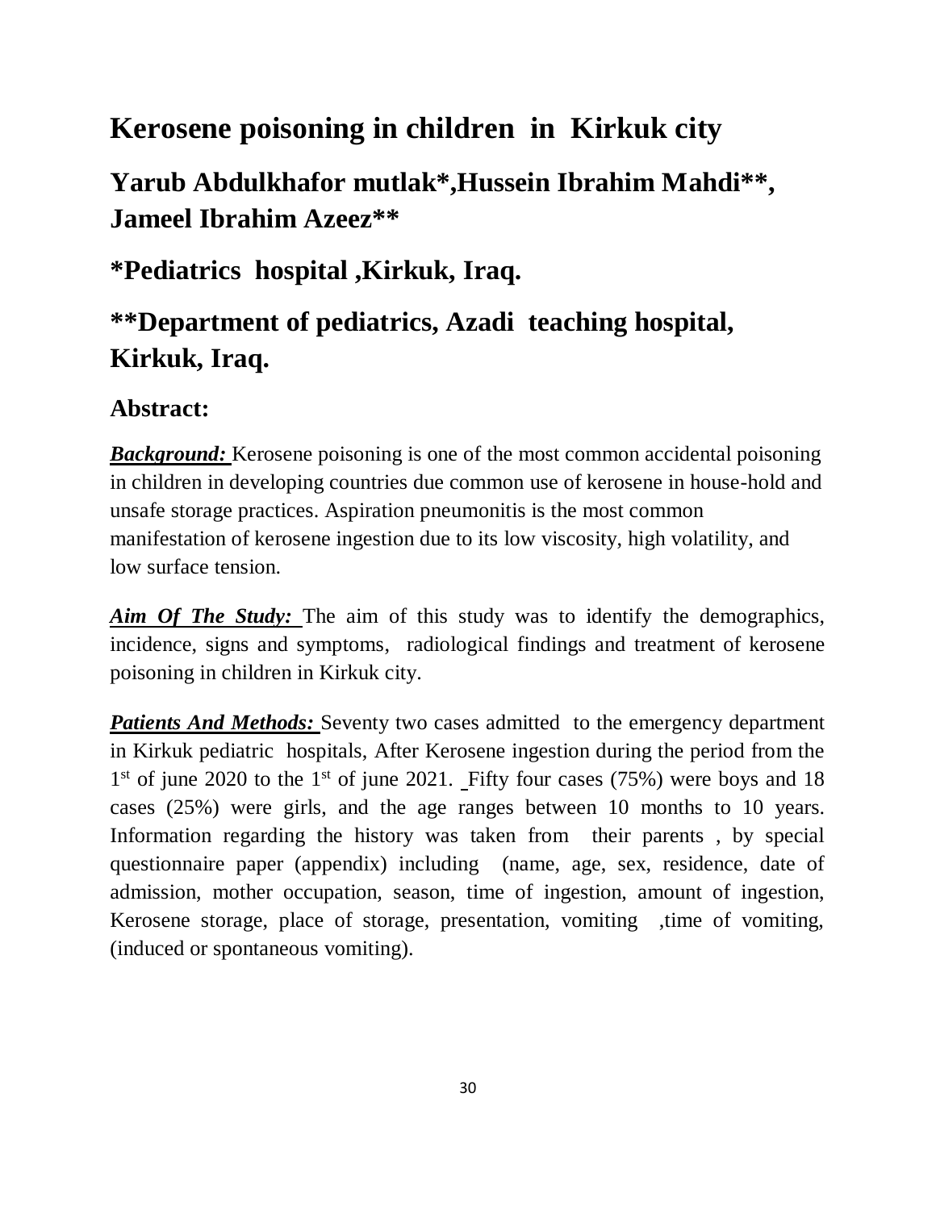# Kerosene poisoning in children in Kirkuk city

## Yarub Abdulkhafor mutlak*,Hussein Ibrahim Mahdi**, Jameel Ibrahim Azeez**

## *Pediatrics hospital ,Kirkuk, Iraq.

## **Department of pediatrics, Azadi teaching hospital, Kirkuk, Iraq.

## Abstract:

***Background:*** Kerosene poisoning is one of the most common accidental poisoning in children in developing countries due common use of kerosene in house-hold and unsafe storage practices. Aspiration pneumonitis is the most common manifestation of kerosene ingestion due to its low viscosity, high volatility, and low surface tension.

***Aim Of The Study:*** The aim of this study was to identify the demographics, incidence, signs and symptoms, radiological findings and treatment of kerosene poisoning in children in Kirkuk city.

***Patients And Methods:*** Seventy two cases admitted to the emergency department in Kirkuk pediatric hospitals, After Kerosene ingestion during the period from the 1st of june 2020 to the 1st of june 2021. Fifty four cases (75%) were boys and 18 cases (25%) were girls, and the age ranges between 10 months to 10 years. Information regarding the history was taken from their parents , by special questionnaire paper (appendix) including (name, age, sex, residence, date of admission, mother occupation, season, time of ingestion, amount of ingestion, Kerosene storage, place of storage, presentation, vomiting ,time of vomiting, (induced or spontaneous vomiting).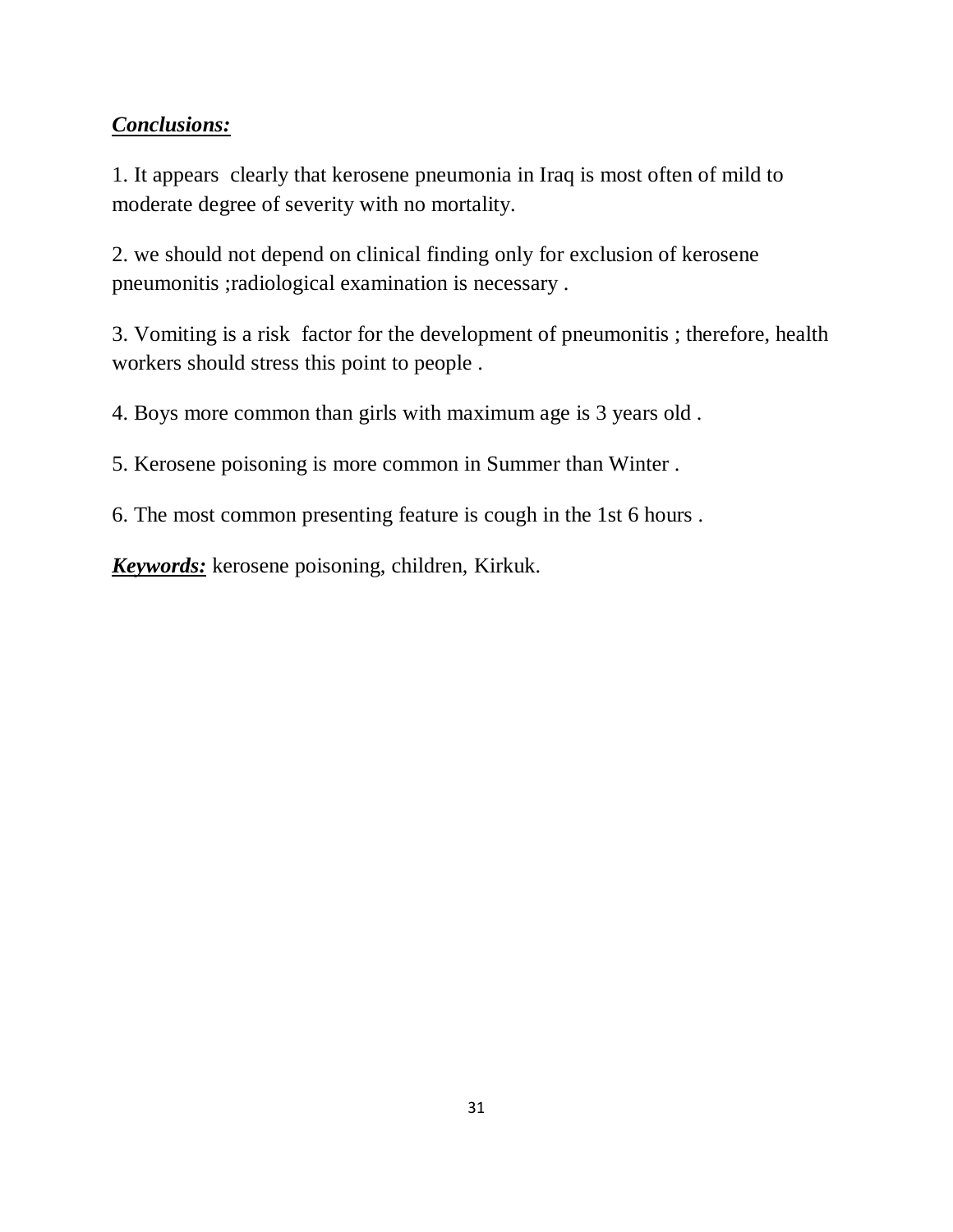***Conclusions:***

1. It appears clearly that kerosene pneumonia in Iraq is most often of mild to moderate degree of severity with no mortality.

2. we should not depend on clinical finding only for exclusion of kerosene pneumonitis ;radiological examination is necessary .

3. Vomiting is a risk factor for the development of pneumonitis ; therefore, health workers should stress this point to people .

4. Boys more common than girls with maximum age is 3 years old .

5. Kerosene poisoning is more common in Summer than Winter .

6. The most common presenting feature is cough in the 1st 6 hours .

***Keywords:*** kerosene poisoning, children, Kirkuk.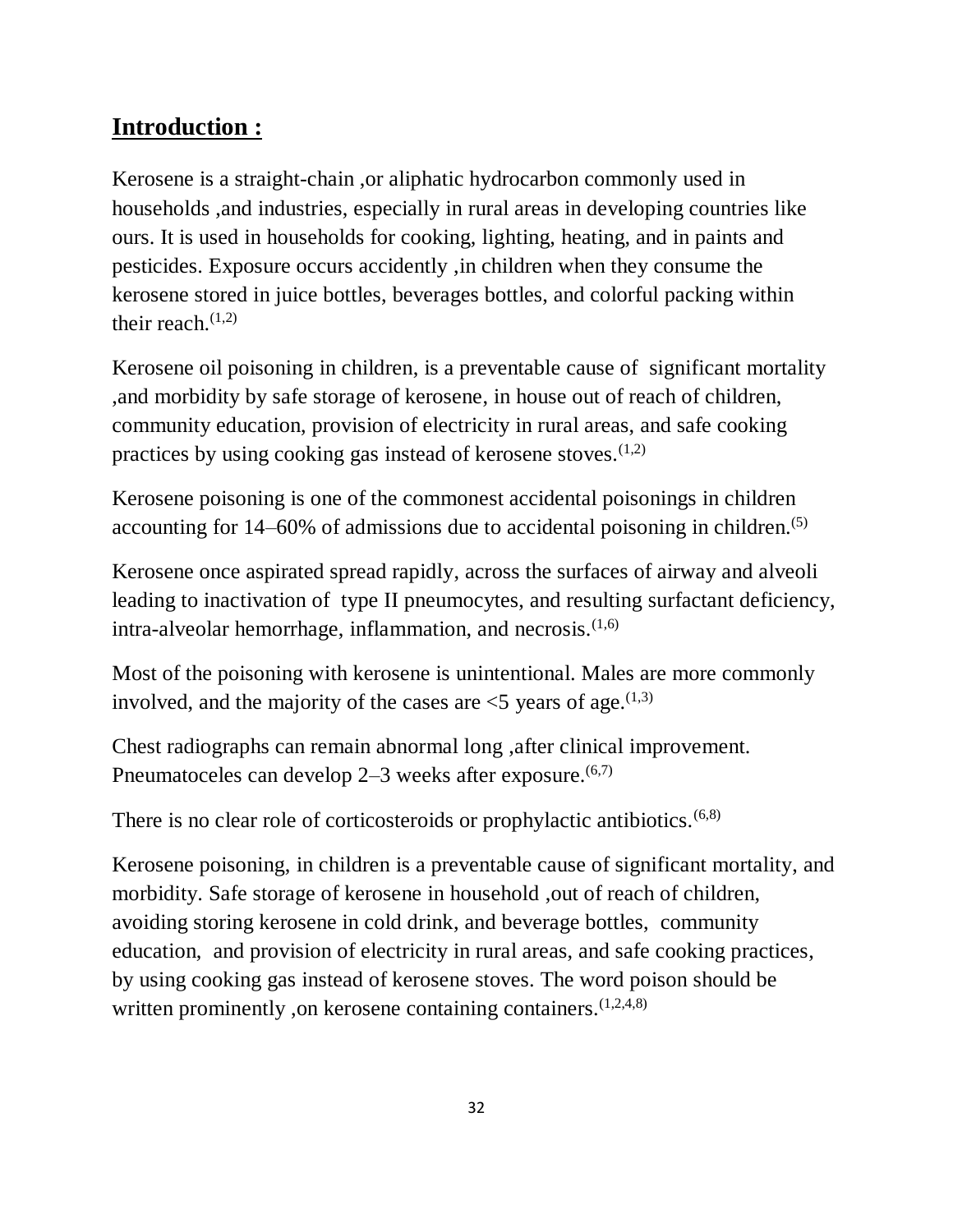## Introduction :

Kerosene is a straight-chain ,or aliphatic hydrocarbon commonly used in households ,and industries, especially in rural areas in developing countries like ours. It is used in households for cooking, lighting, heating, and in paints and pesticides. Exposure occurs accidently ,in children when they consume the kerosene stored in juice bottles, beverages bottles, and colorful packing within their reach.[1,2]

Kerosene oil poisoning in children, is a preventable cause of significant mortality ,and morbidity by safe storage of kerosene, in house out of reach of children, community education, provision of electricity in rural areas, and safe cooking practices by using cooking gas instead of kerosene stoves.[1,2]

Kerosene poisoning is one of the commonest accidental poisonings in children accounting for 14–60% of admissions due to accidental poisoning in children.[5]

Kerosene once aspirated spread rapidly, across the surfaces of airway and alveoli leading to inactivation of type II pneumocytes, and resulting surfactant deficiency, intra-alveolar hemorrhage, inflammation, and necrosis.[1,6]

Most of the poisoning with kerosene is unintentional. Males are more commonly involved, and the majority of the cases are <5 years of age.[1,3]

Chest radiographs can remain abnormal long ,after clinical improvement. Pneumatoceles can develop 2–3 weeks after exposure.[6,7]

There is no clear role of corticosteroids or prophylactic antibiotics.[6,8]

Kerosene poisoning, in children is a preventable cause of significant mortality, and morbidity. Safe storage of kerosene in household ,out of reach of children, avoiding storing kerosene in cold drink, and beverage bottles, community education, and provision of electricity in rural areas, and safe cooking practices, by using cooking gas instead of kerosene stoves. The word poison should be written prominently ,on kerosene containing containers.[1,2,4,8]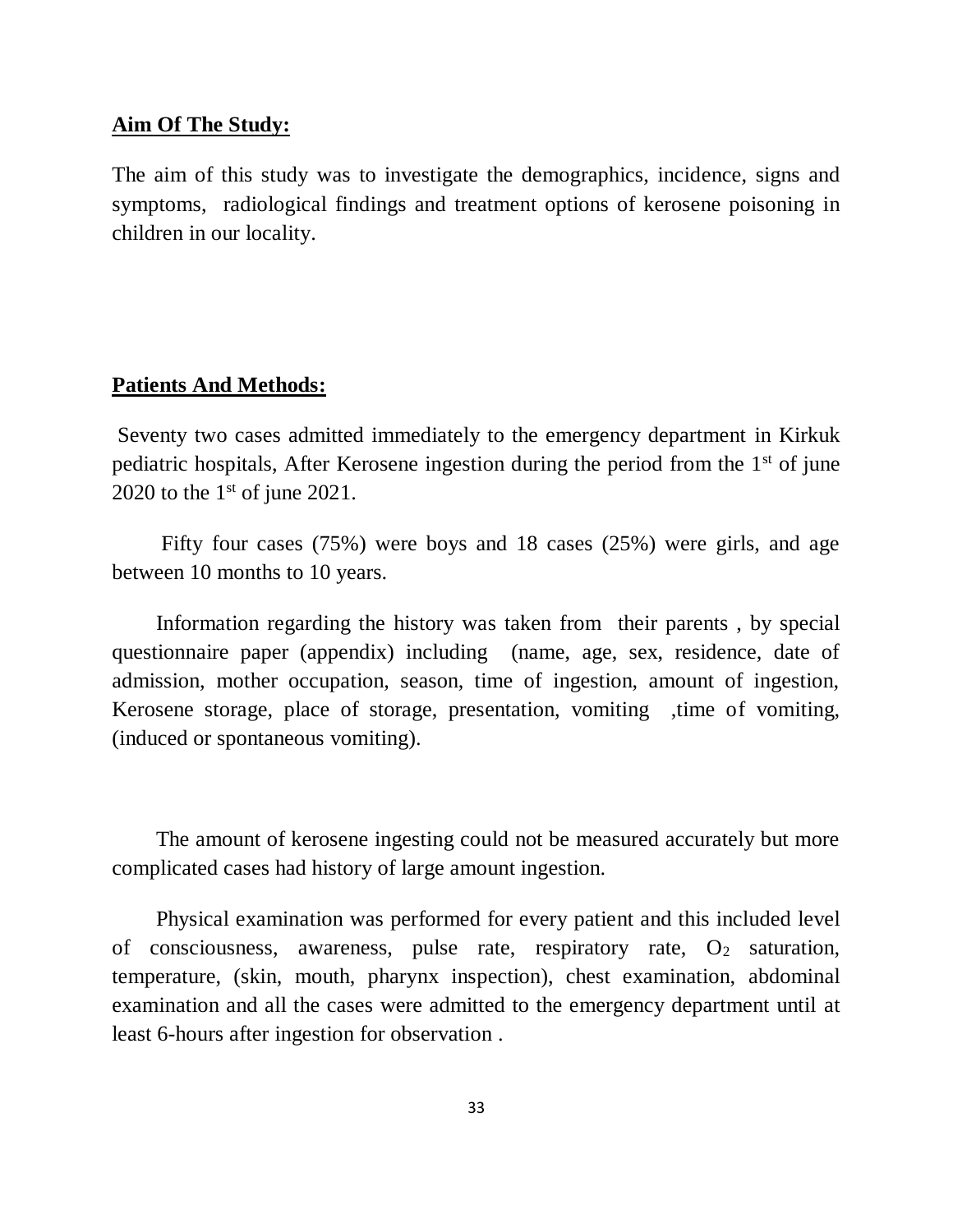## Aim Of The Study:

The aim of this study was to investigate the demographics, incidence, signs and symptoms, radiological findings and treatment options of kerosene poisoning in children in our locality.

## Patients And Methods:

Seventy two cases admitted immediately to the emergency department in Kirkuk pediatric hospitals, After Kerosene ingestion during the period from the 1st of june 2020 to the 1st of june 2021.

Fifty four cases (75%) were boys and 18 cases (25%) were girls, and age between 10 months to 10 years.

Information regarding the history was taken from their parents , by special questionnaire paper (appendix) including (name, age, sex, residence, date of admission, mother occupation, season, time of ingestion, amount of ingestion, Kerosene storage, place of storage, presentation, vomiting ,time of vomiting, (induced or spontaneous vomiting).

The amount of kerosene ingesting could not be measured accurately but more complicated cases had history of large amount ingestion.

Physical examination was performed for every patient and this included level of consciousness, awareness, pulse rate, respiratory rate, $O_2$ saturation, temperature, (skin, mouth, pharynx inspection), chest examination, abdominal examination and all the cases were admitted to the emergency department until at least 6-hours after ingestion for observation .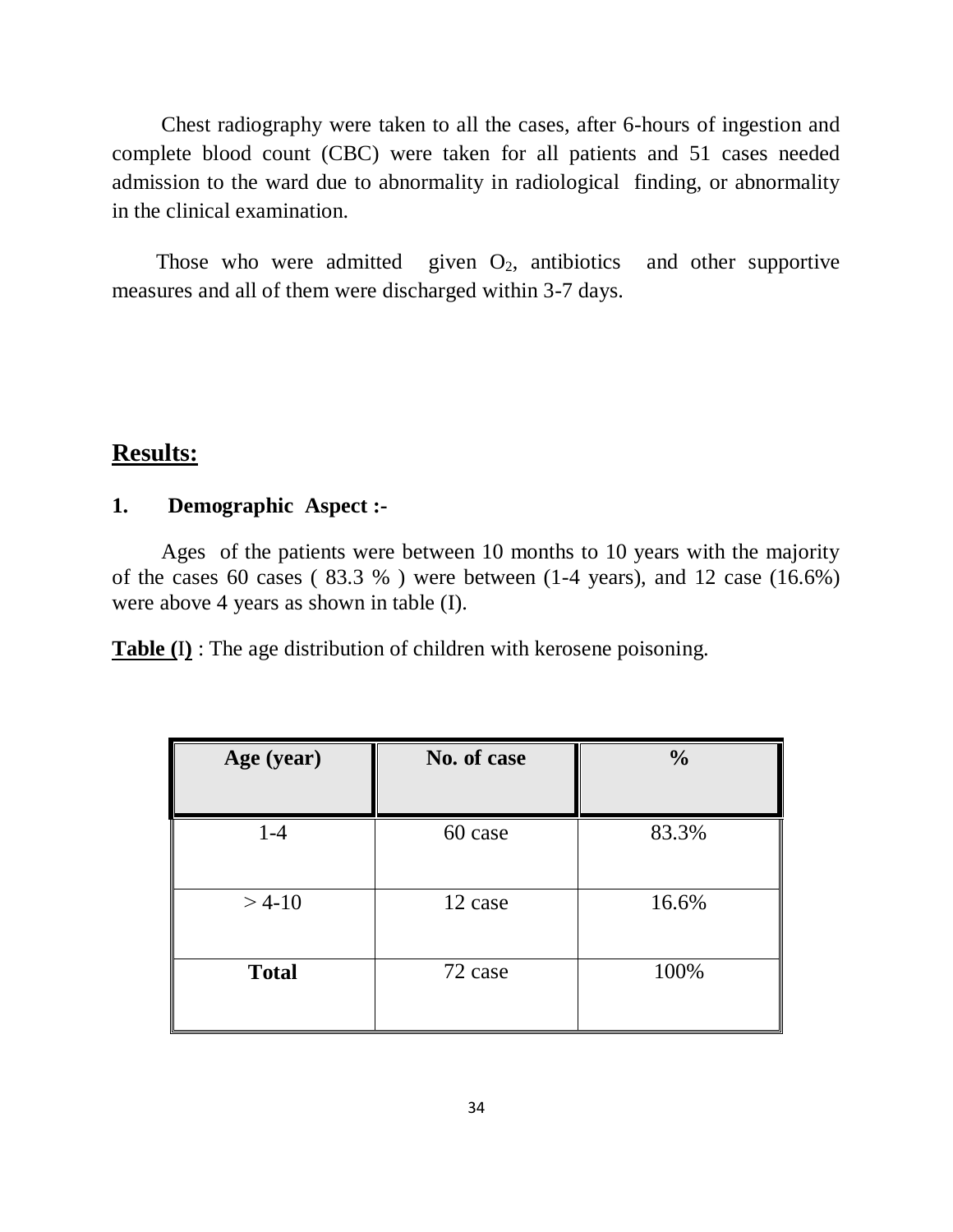Chest radiography were taken to all the cases, after 6-hours of ingestion and complete blood count (CBC) were taken for all patients and 51 cases needed admission to the ward due to abnormality in radiological finding, or abnormality in the clinical examination.

Those who were admitted given $O_2$, antibiotics and other supportive measures and all of them were discharged within 3-7 days.

## Results:

### 1. Demographic Aspect :-

Ages of the patients were between 10 months to 10 years with the majority of the cases 60 cases ( 83.3 % ) were between (1-4 years), and 12 case (16.6%) were above 4 years as shown in table (I).

**Table (I)** : The age distribution of children with kerosene poisoning.

| Age (year) | No. of case | % |
|---|---|---|
| 1-4 | 60 case | 83.3% |
| > 4-10 | 12 case | 16.6% |
| **Total** | 72 case | 100% |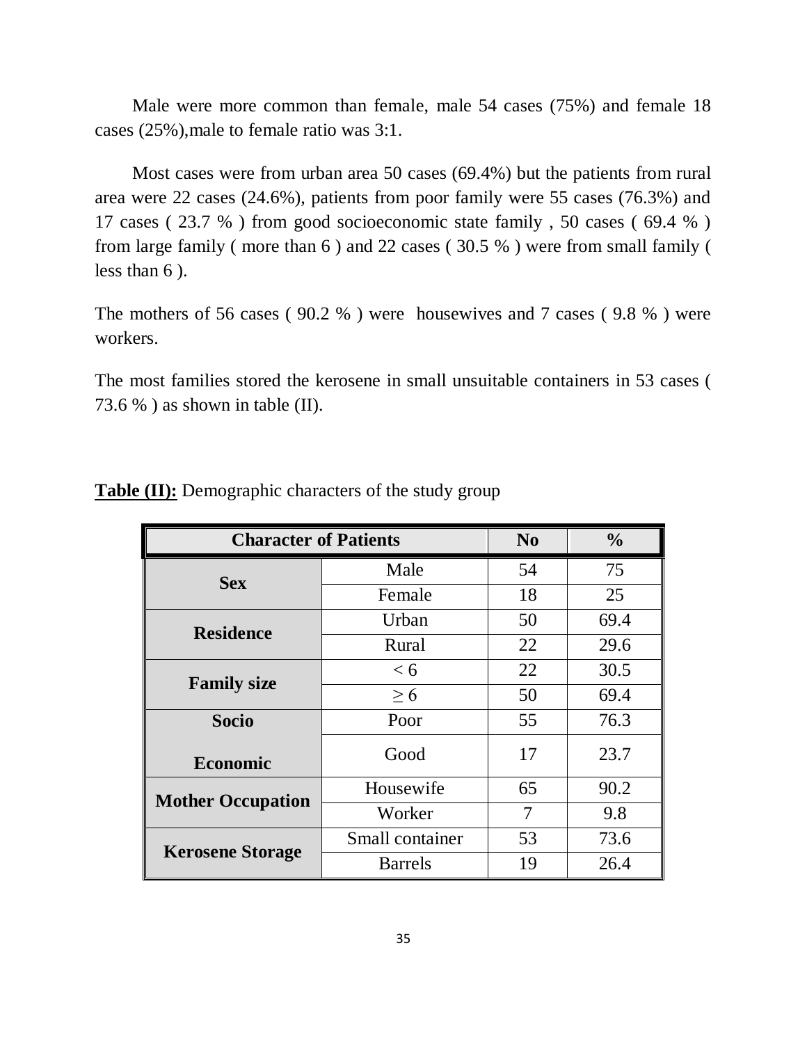Male were more common than female, male 54 cases (75%) and female 18 cases (25%),male to female ratio was 3:1.

Most cases were from urban area 50 cases (69.4%) but the patients from rural area were 22 cases (24.6%), patients from poor family were 55 cases (76.3%) and 17 cases ( 23.7 % ) from good socioeconomic state family , 50 cases ( 69.4 % ) from large family ( more than 6 ) and 22 cases ( 30.5 % ) were from small family ( less than 6 ).

The mothers of 56 cases ( 90.2 % ) were housewives and 7 cases ( 9.8 % ) were workers.

The most families stored the kerosene in small unsuitable containers in 53 cases ( 73.6 % ) as shown in table (II).

**Table (II):** Demographic characters of the study group

| Character of Patients | | No | % |
|---|---|---|---|
| **Sex** | Male | 54 | 75 |
| | Female | 18 | 25 |
| **Residence** | Urban | 50 | 69.4 |
| | Rural | 22 | 29.6 |
| **Family size** | < 6 | 22 | 30.5 |
| | ≥ 6 | 50 | 69.4 |
| **Socio Economic** | Poor | 55 | 76.3 |
| | Good | 17 | 23.7 |
| **Mother Occupation** | Housewife | 65 | 90.2 |
| | Worker | 7 | 9.8 |
| **Kerosene Storage** | Small container | 53 | 73.6 |
| | Barrels | 19 | 26.4 |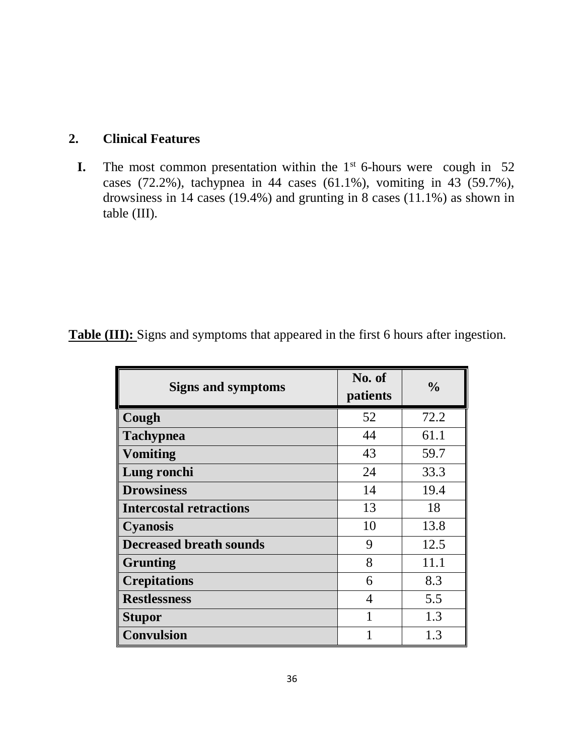## 2. Clinical Features

**I.** The most common presentation within the 1st 6-hours were cough in 52 cases (72.2%), tachypnea in 44 cases (61.1%), vomiting in 43 (59.7%), drowsiness in 14 cases (19.4%) and grunting in 8 cases (11.1%) as shown in table (III).

**Table (III):** Signs and symptoms that appeared in the first 6 hours after ingestion.

| Signs and symptoms | No. of patients | % |
|---|---|---|
| **Cough** | 52 | 72.2 |
| **Tachypnea** | 44 | 61.1 |
| **Vomiting** | 43 | 59.7 |
| **Lung ronchi** | 24 | 33.3 |
| **Drowsiness** | 14 | 19.4 |
| **Intercostal retractions** | 13 | 18 |
| **Cyanosis** | 10 | 13.8 |
| **Decreased breath sounds** | 9 | 12.5 |
| **Grunting** | 8 | 11.1 |
| **Crepitations** | 6 | 8.3 |
| **Restlessness** | 4 | 5.5 |
| **Stupor** | 1 | 1.3 |
| **Convulsion** | 1 | 1.3 |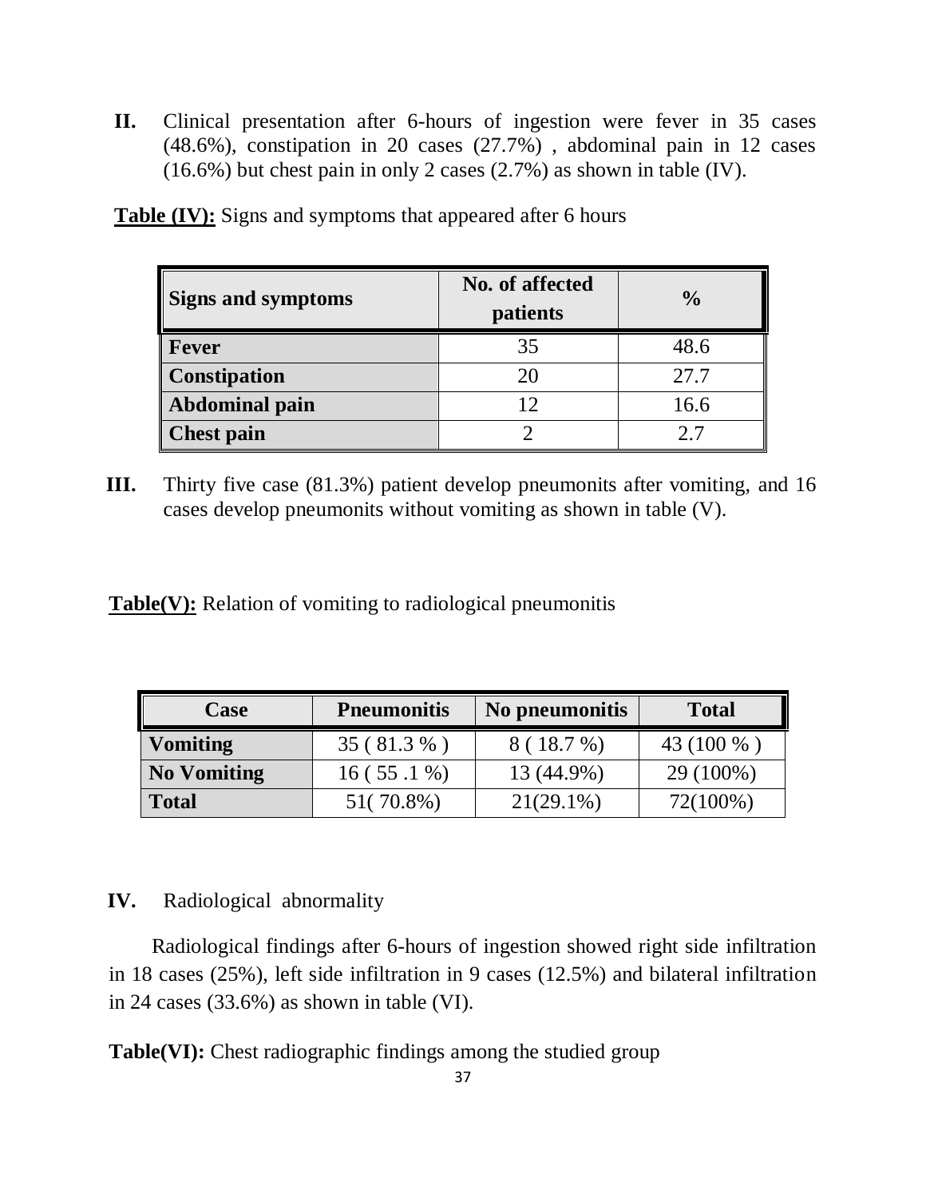**II.** Clinical presentation after 6-hours of ingestion were fever in 35 cases (48.6%), constipation in 20 cases (27.7%) , abdominal pain in 12 cases (16.6%) but chest pain in only 2 cases (2.7%) as shown in table (IV).

**Table (IV):** Signs and symptoms that appeared after 6 hours

| Signs and symptoms | No. of affected patients | % |
|---|---|---|
| **Fever** | 35 | 48.6 |
| **Constipation** | 20 | 27.7 |
| **Abdominal pain** | 12 | 16.6 |
| **Chest pain** | 2 | 2.7 |

**III.** Thirty five case (81.3%) patient develop pneumonits after vomiting, and 16 cases develop pneumonits without vomiting as shown in table (V).

**Table(V):** Relation of vomiting to radiological pneumonitis

| Case | Pneumonitis | No pneumonitis | Total |
|---|---|---|---|
| **Vomiting** | 35 ( 81.3 % ) | 8 ( 18.7 %) | 43 (100 % ) |
| **No Vomiting** | 16 ( 55 .1 %) | 13 (44.9%) | 29 (100%) |
| **Total** | 51( 70.8%) | 21(29.1%) | 72(100%) |

**IV.** Radiological abnormality

Radiological findings after 6-hours of ingestion showed right side infiltration in 18 cases (25%), left side infiltration in 9 cases (12.5%) and bilateral infiltration in 24 cases (33.6%) as shown in table (VI).

**Table(VI):** Chest radiographic findings among the studied group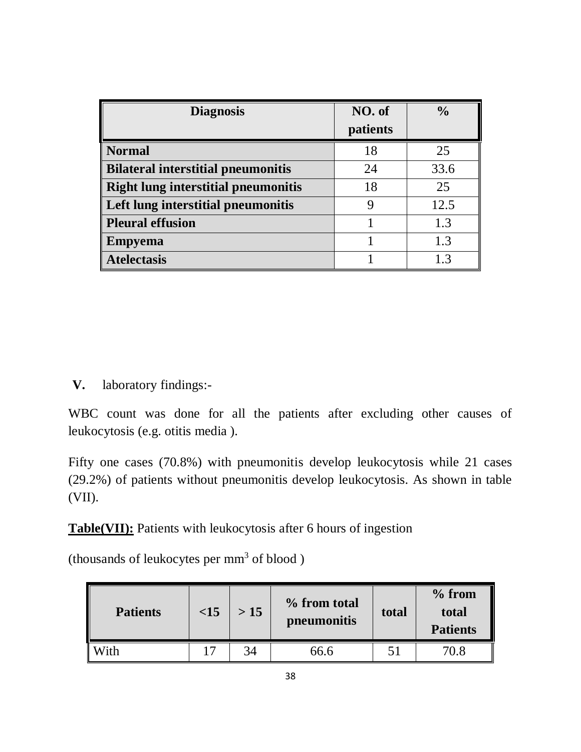| Diagnosis | NO. of patients | % |
|---|---|---|
| **Normal** | 18 | 25 |
| **Bilateral interstitial pneumonitis** | 24 | 33.6 |
| **Right lung interstitial pneumonitis** | 18 | 25 |
| **Left lung interstitial pneumonitis** | 9 | 12.5 |
| **Pleural effusion** | 1 | 1.3 |
| **Empyema** | 1 | 1.3 |
| **Atelectasis** | 1 | 1.3 |

**V.** laboratory findings:-

WBC count was done for all the patients after excluding other causes of leukocytosis (e.g. otitis media ).

Fifty one cases (70.8%) with pneumonitis develop leukocytosis while 21 cases (29.2%) of patients without pneumonitis develop leukocytosis. As shown in table (VII).

**Table(VII):** Patients with leukocytosis after 6 hours of ingestion

(thousands of leukocytes per $mm^3$ of blood )

| Patients | <15 | > 15 | % from total pneumonitis | total | % from total Patients |
|---|---|---|---|---|---|
| With | 17 | 34 | 66.6 | 51 | 70.8 |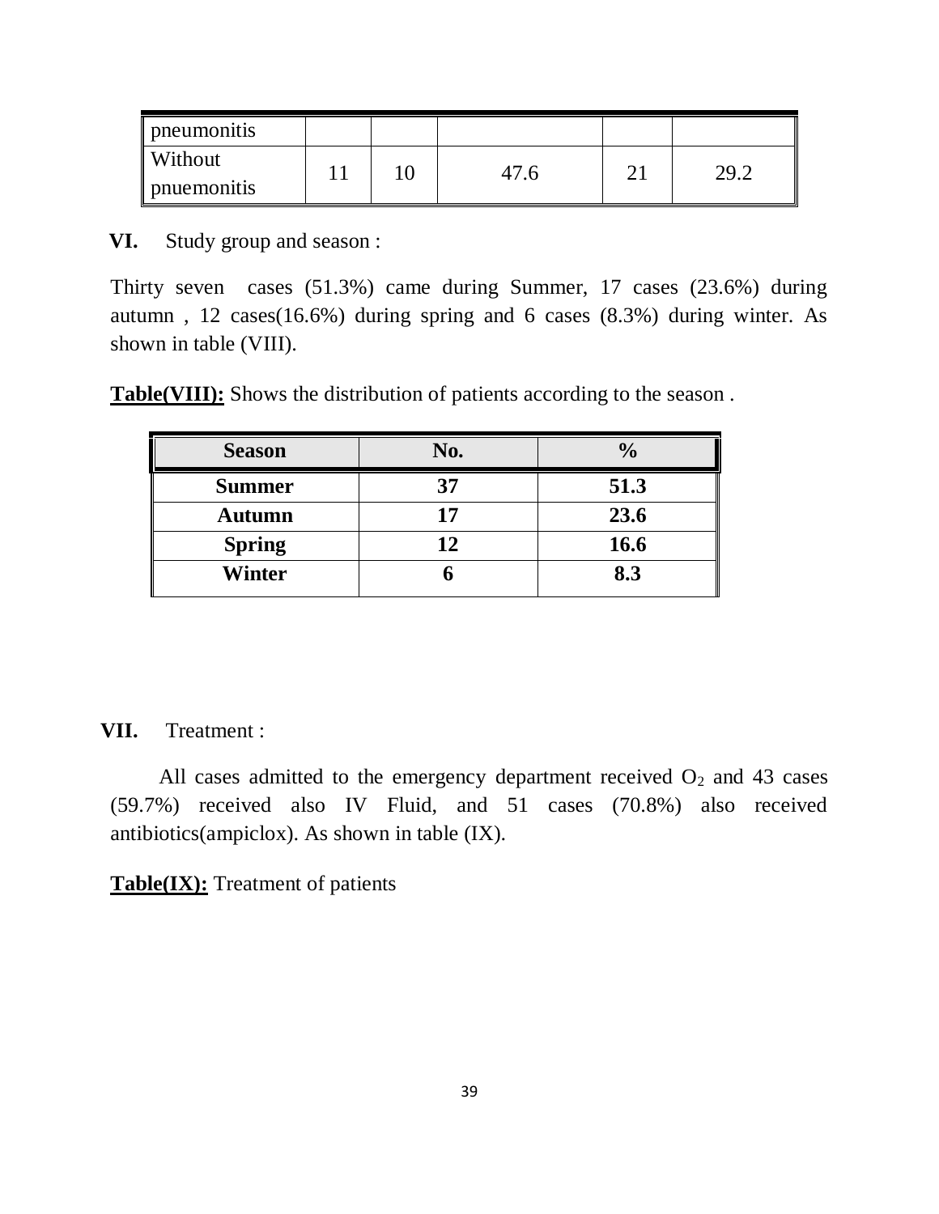| pneumonitis | | | | | |
|---|---|---|---|---|---|
| Without pnuemonitis | 11 | 10 | 47.6 | 21 | 29.2 |

**VI.** Study group and season :

Thirty seven cases (51.3%) came during Summer, 17 cases (23.6%) during autumn , 12 cases(16.6%) during spring and 6 cases (8.3%) during winter. As shown in table (VIII).

**Table(VIII):** Shows the distribution of patients according to the season .

| Season | No. | % |
|---|---|---|
| **Summer** | **37** | **51.3** |
| **Autumn** | **17** | **23.6** |
| **Spring** | **12** | **16.6** |
| **Winter** | **6** | **8.3** |

**VII.** Treatment :

All cases admitted to the emergency department received $O_2$ and 43 cases (59.7%) received also IV Fluid, and 51 cases (70.8%) also received antibiotics(ampiclox). As shown in table (IX).

**Table(IX):** Treatment of patients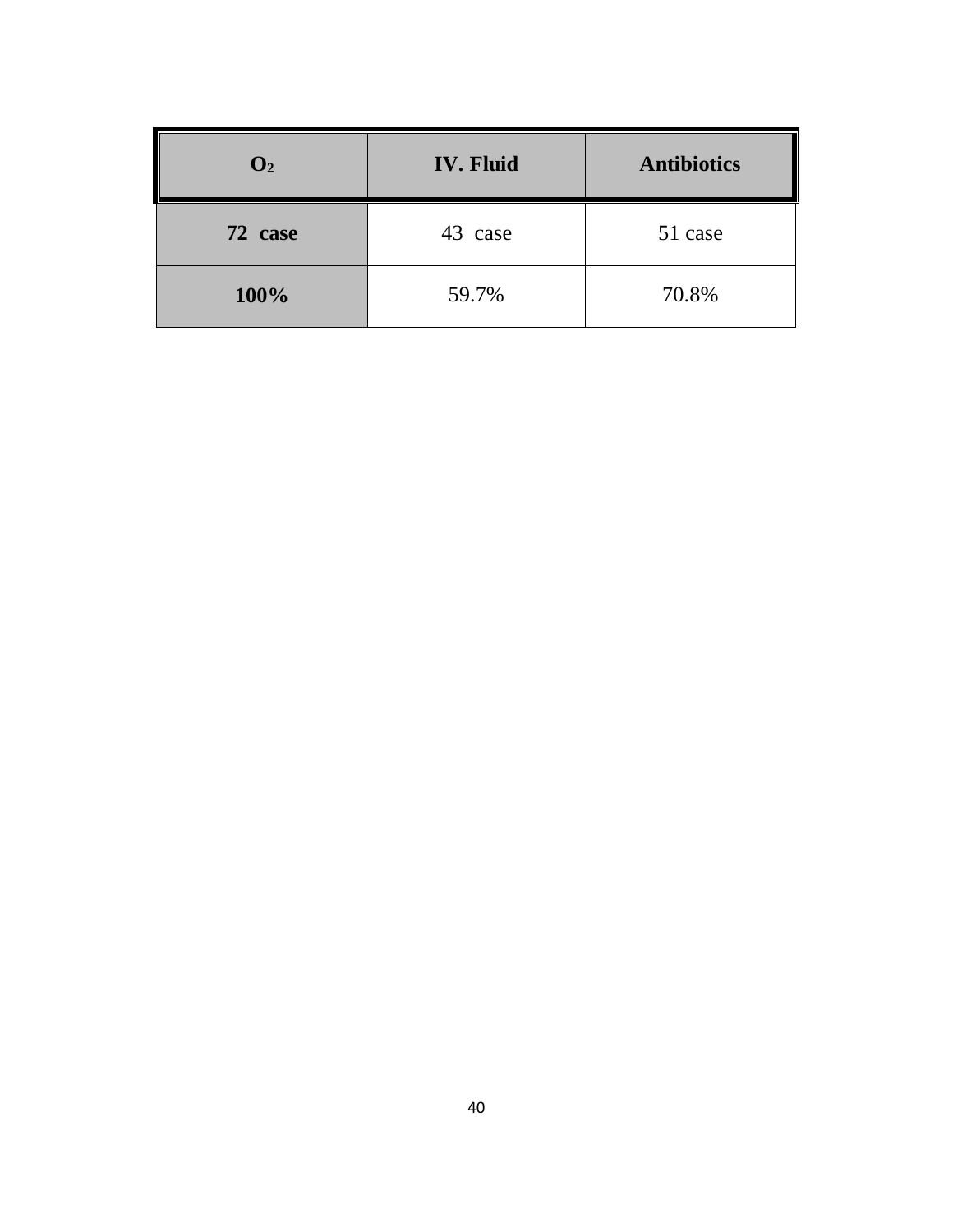| $O_2$ | IV. Fluid | Antibiotics |
|---|---|---|
| **72 case** | 43 case | 51 case |
| **100%** | 59.7% | 70.8% |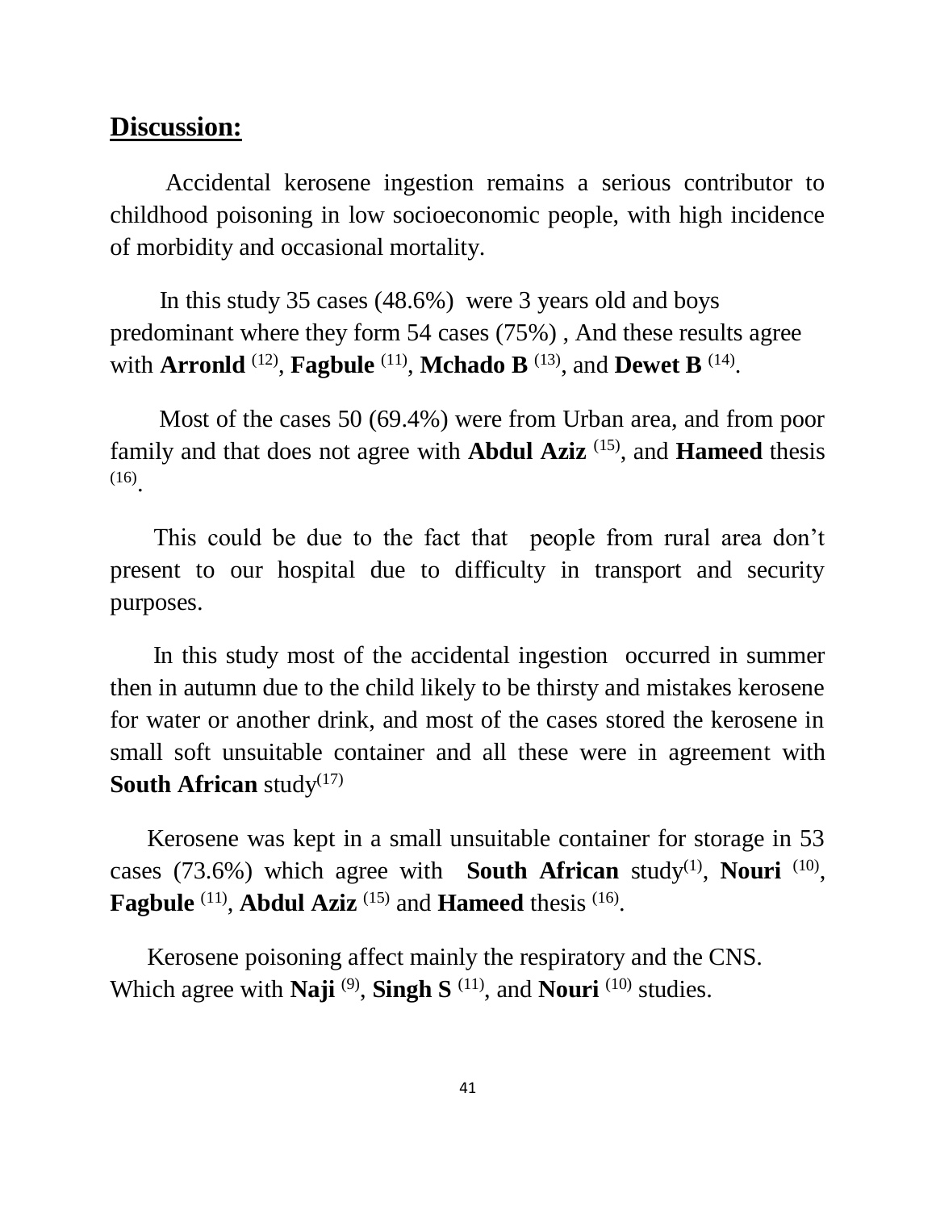## Discussion:

Accidental kerosene ingestion remains a serious contributor to childhood poisoning in low socioeconomic people, with high incidence of morbidity and occasional mortality.

In this study 35 cases (48.6%) were 3 years old and boys predominant where they form 54 cases (75%) , And these results agree with **Arronld** [12], **Fagbule** [11], **Mchado B** [13], and **Dewet B** [14].

Most of the cases 50 (69.4%) were from Urban area, and from poor family and that does not agree with **Abdul Aziz** [15], and **Hameed** thesis [16].

This could be due to the fact that people from rural area don't present to our hospital due to difficulty in transport and security purposes.

In this study most of the accidental ingestion occurred in summer then in autumn due to the child likely to be thirsty and mistakes kerosene for water or another drink, and most of the cases stored the kerosene in small soft unsuitable container and all these were in agreement with **South African** study[17]

Kerosene was kept in a small unsuitable container for storage in 53 cases (73.6%) which agree with **South African** study[1], **Nouri** [10], **Fagbule** [11], **Abdul Aziz** [15] and **Hameed** thesis [16].

Kerosene poisoning affect mainly the respiratory and the CNS. Which agree with **Naji** [9], **Singh S** [11], and **Nouri** [10] studies.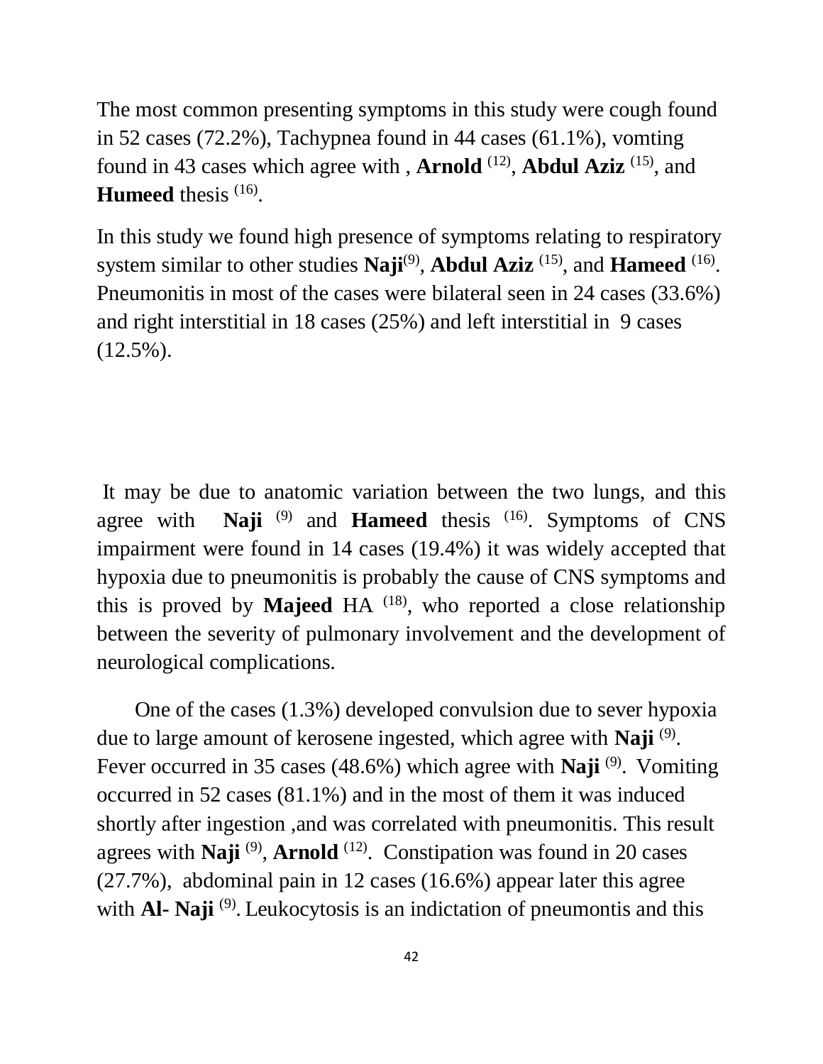The most common presenting symptoms in this study were cough found in 52 cases (72.2%), Tachypnea found in 44 cases (61.1%), vomting found in 43 cases which agree with , **Arnold** [12], **Abdul Aziz** [15], and **Humeed** thesis [16].

In this study we found high presence of symptoms relating to respiratory system similar to other studies **Naji**[9], **Abdul Aziz** [15], and **Hameed** [16]. Pneumonitis in most of the cases were bilateral seen in 24 cases (33.6%) and right interstitial in 18 cases (25%) and left interstitial in 9 cases (12.5%).

It may be due to anatomic variation between the two lungs, and this agree with **Naji** [9] and **Hameed** thesis [16]. Symptoms of CNS impairment were found in 14 cases (19.4%) it was widely accepted that hypoxia due to pneumonitis is probably the cause of CNS symptoms and this is proved by **Majeed** HA [18], who reported a close relationship between the severity of pulmonary involvement and the development of neurological complications.

One of the cases (1.3%) developed convulsion due to sever hypoxia due to large amount of kerosene ingested, which agree with **Naji** [9]. Fever occurred in 35 cases (48.6%) which agree with **Naji** [9]. Vomiting occurred in 52 cases (81.1%) and in the most of them it was induced shortly after ingestion ,and was correlated with pneumonitis. This result agrees with **Naji** [9], **Arnold** [12]. Constipation was found in 20 cases (27.7%), abdominal pain in 12 cases (16.6%) appear later this agree with **Al- Naji** [9]. Leukocytosis is an indictation of pneumontis and this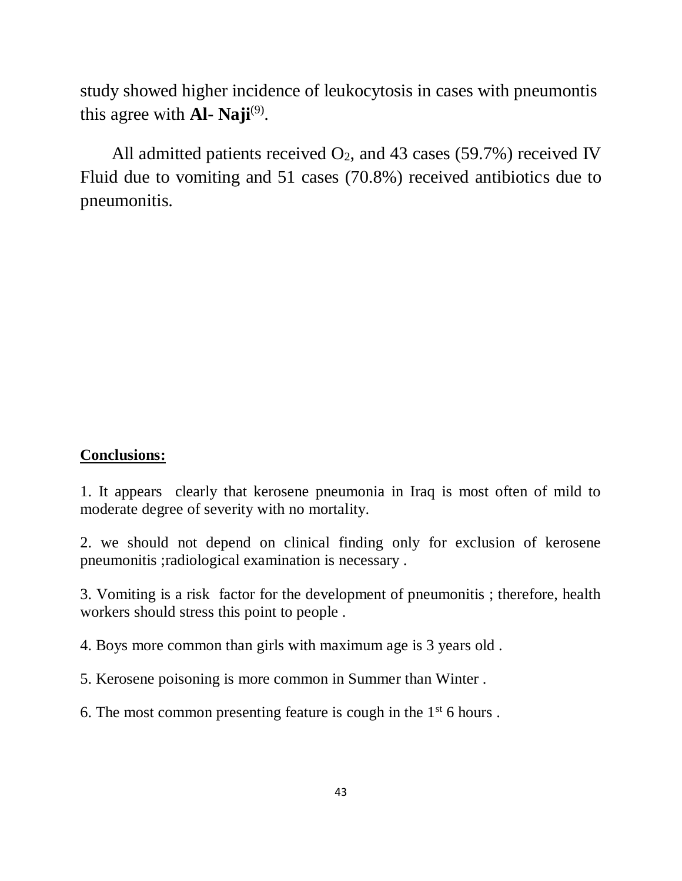study showed higher incidence of leukocytosis in cases with pneumontis this agree with **Al- Naji**[9].

All admitted patients received $O_2$, and 43 cases (59.7%) received IV Fluid due to vomiting and 51 cases (70.8%) received antibiotics due to pneumonitis.

## Conclusions:

1. It appears clearly that kerosene pneumonia in Iraq is most often of mild to moderate degree of severity with no mortality.

2. we should not depend on clinical finding only for exclusion of kerosene pneumonitis ;radiological examination is necessary .

3. Vomiting is a risk factor for the development of pneumonitis ; therefore, health workers should stress this point to people .

4. Boys more common than girls with maximum age is 3 years old .

5. Kerosene poisoning is more common in Summer than Winter .

6. The most common presenting feature is cough in the 1st 6 hours .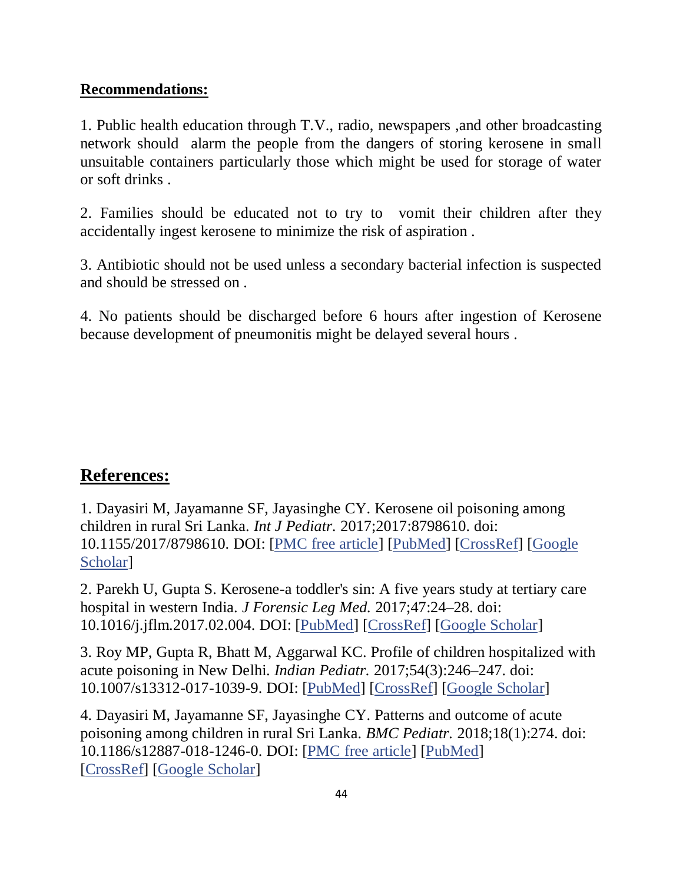## Recommendations:

1. Public health education through T.V., radio, newspapers ,and other broadcasting network should alarm the people from the dangers of storing kerosene in small unsuitable containers particularly those which might be used for storage of water or soft drinks .

2. Families should be educated not to try to vomit their children after they accidentally ingest kerosene to minimize the risk of aspiration .

3. Antibiotic should not be used unless a secondary bacterial infection is suspected and should be stressed on .

4. No patients should be discharged before 6 hours after ingestion of Kerosene because development of pneumonitis might be delayed several hours .

## References:

1. Dayasiri M, Jayamanne SF, Jayasinghe CY. Kerosene oil poisoning among children in rural Sri Lanka. *Int J Pediatr.* 2017;2017:8798610. doi: 10.1155/2017/8798610. DOI: [PMC free article] [PubMed] [CrossRef] [Google Scholar]

2. Parekh U, Gupta S. Kerosene-a toddler's sin: A five years study at tertiary care hospital in western India. *J Forensic Leg Med.* 2017;47:24–28. doi: 10.1016/j.jflm.2017.02.004. DOI: [PubMed] [CrossRef] [Google Scholar]

3. Roy MP, Gupta R, Bhatt M, Aggarwal KC. Profile of children hospitalized with acute poisoning in New Delhi. *Indian Pediatr.* 2017;54(3):246–247. doi: 10.1007/s13312-017-1039-9. DOI: [PubMed] [CrossRef] [Google Scholar]

4. Dayasiri M, Jayamanne SF, Jayasinghe CY. Patterns and outcome of acute poisoning among children in rural Sri Lanka. *BMC Pediatr.* 2018;18(1):274. doi: 10.1186/s12887-018-1246-0. DOI: [PMC free article] [PubMed] [CrossRef] [Google Scholar]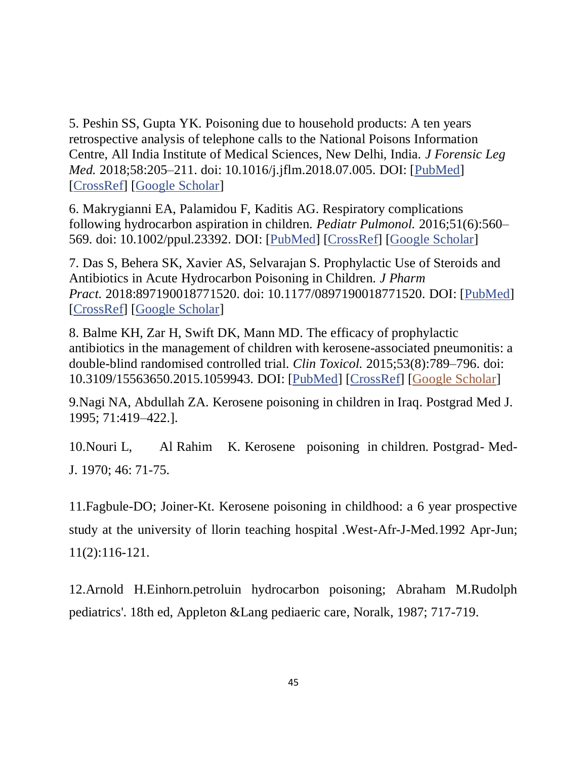5. Peshin SS, Gupta YK. Poisoning due to household products: A ten years retrospective analysis of telephone calls to the National Poisons Information Centre, All India Institute of Medical Sciences, New Delhi, India. *J Forensic Leg Med.* 2018;58:205–211. doi: 10.1016/j.jflm.2018.07.005. DOI: [PubMed] [CrossRef] [Google Scholar]

6. Makrygianni EA, Palamidou F, Kaditis AG. Respiratory complications following hydrocarbon aspiration in children. *Pediatr Pulmonol.* 2016;51(6):560–569. doi: 10.1002/ppul.23392. DOI: [PubMed] [CrossRef] [Google Scholar]

7. Das S, Behera SK, Xavier AS, Selvarajan S. Prophylactic Use of Steroids and Antibiotics in Acute Hydrocarbon Poisoning in Children. *J Pharm Pract.* 2018:897190018771520. doi: 10.1177/0897190018771520. DOI: [PubMed] [CrossRef] [Google Scholar]

8. Balme KH, Zar H, Swift DK, Mann MD. The efficacy of prophylactic antibiotics in the management of children with kerosene-associated pneumonitis: a double-blind randomised controlled trial. *Clin Toxicol.* 2015;53(8):789–796. doi: 10.3109/15563650.2015.1059943. DOI: [PubMed] [CrossRef] [Google Scholar]

9.Nagi NA, Abdullah ZA. Kerosene poisoning in children in Iraq. Postgrad Med J. 1995; 71:419–422.].

10.Nouri L, Al Rahim K. Kerosene poisoning in children. Postgrad- Med-J. 1970; 46: 71-75.

11.Fagbule-DO; Joiner-Kt. Kerosene poisoning in childhood: a 6 year prospective study at the university of llorin teaching hospital .West-Afr-J-Med.1992 Apr-Jun; 11(2):116-121.

12.Arnold H.Einhorn.petroluin hydrocarbon poisoning; Abraham M.Rudolph pediatrics'. 18th ed, Appleton &Lang pediaeric care, Noralk, 1987; 717-719.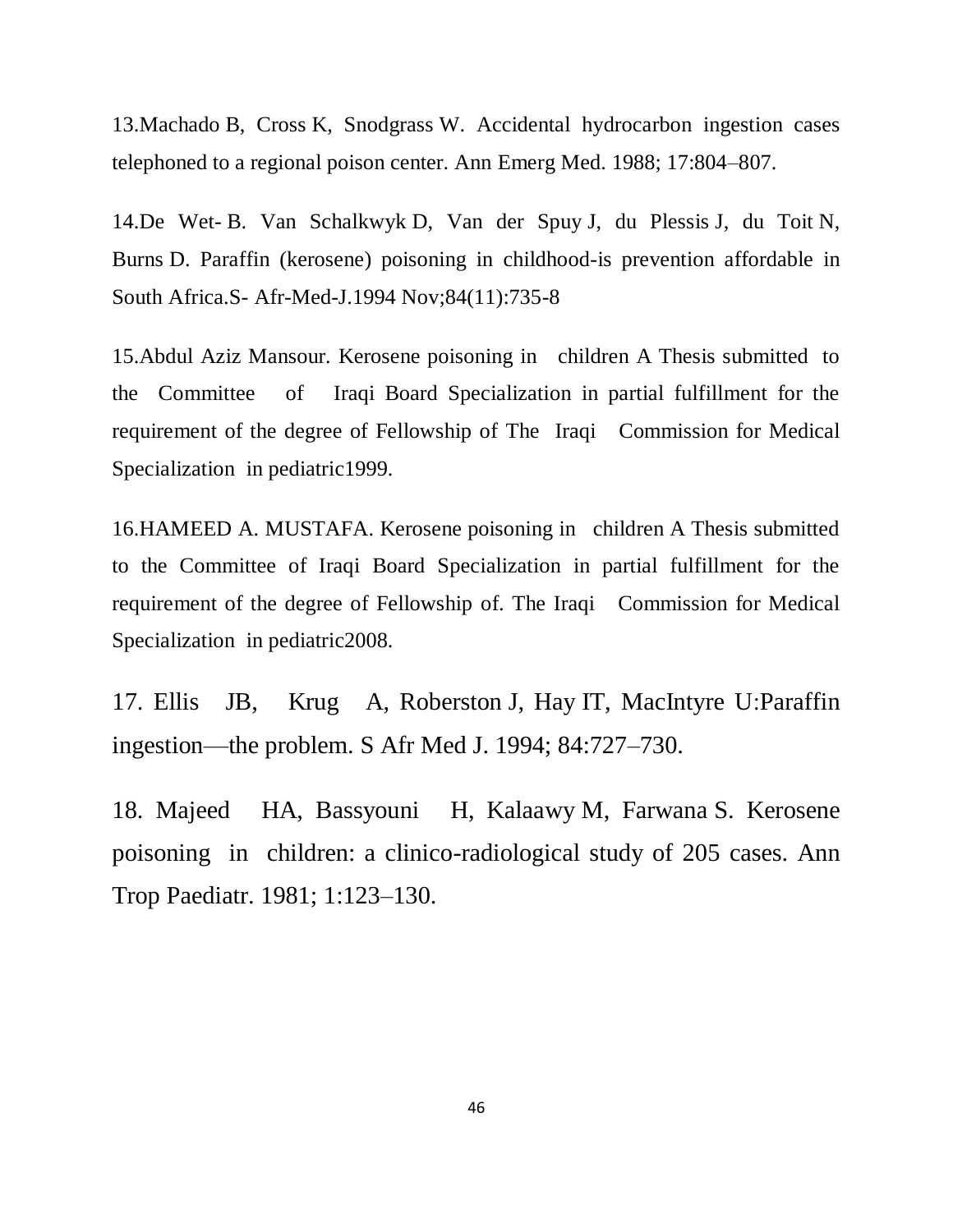13.Machado B, Cross K, Snodgrass W. Accidental hydrocarbon ingestion cases telephoned to a regional poison center. Ann Emerg Med. 1988; 17:804–807.

14.De Wet- B. Van Schalkwyk D, Van der Spuy J, du Plessis J, du Toit N, Burns D. Paraffin (kerosene) poisoning in childhood-is prevention affordable in South Africa.S- Afr-Med-J.1994 Nov;84(11):735-8

15.Abdul Aziz Mansour. Kerosene poisoning in children A Thesis submitted to the Committee of Iraqi Board Specialization in partial fulfillment for the requirement of the degree of Fellowship of The Iraqi Commission for Medical Specialization in pediatric1999.

16.HAMEED A. MUSTAFA. Kerosene poisoning in children A Thesis submitted to the Committee of Iraqi Board Specialization in partial fulfillment for the requirement of the degree of Fellowship of. The Iraqi Commission for Medical Specialization in pediatric2008.

17. Ellis JB, Krug A, Roberston J, Hay IT, MacIntyre U:Paraffin ingestion—the problem. S Afr Med J. 1994; 84:727–730.

18. Majeed HA, Bassyouni H, Kalaawy M, Farwana S. Kerosene poisoning in children: a clinico-radiological study of 205 cases. Ann Trop Paediatr. 1981; 1:123–130.